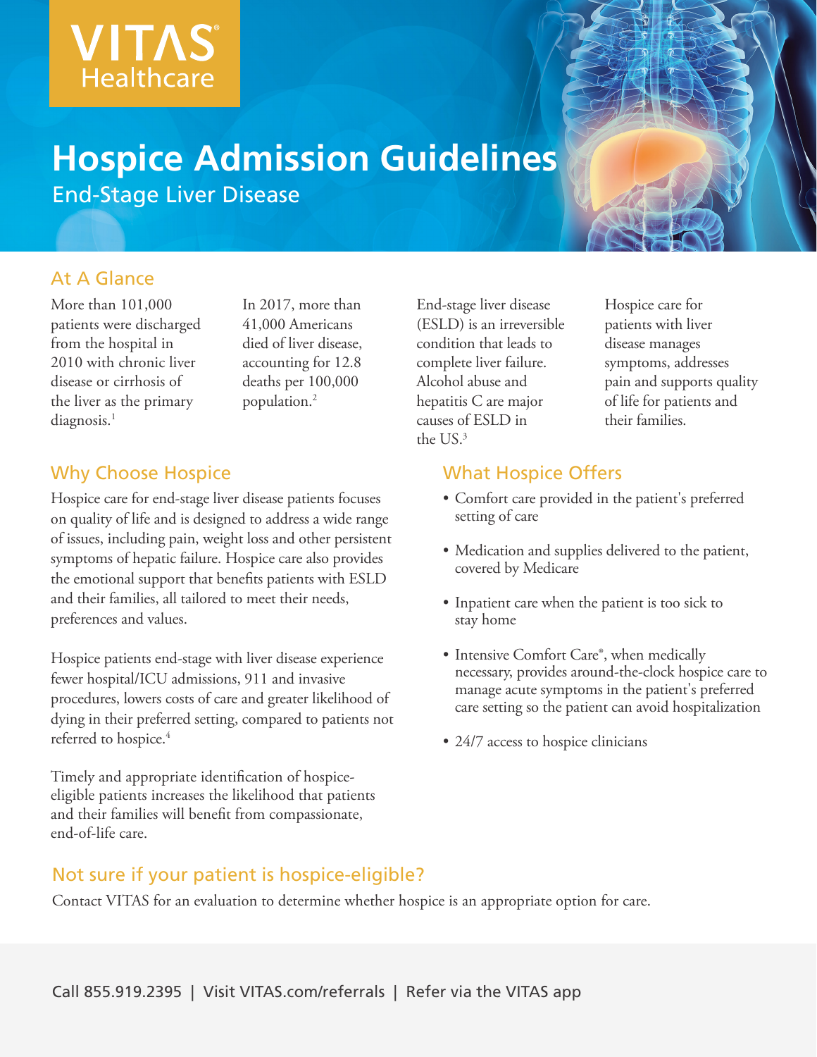VITAS® Healthcare

# Hospice Admission Guidelines

## End-Stage Liver Disease

### At A Glance

More than 101,000 patients were discharged from the hospital in 2010 with chronic liver disease or cirrhosis of the liver as the primary diagnosis.[1]

In 2017, more than 41,000 Americans died of liver disease, accounting for 12.8 deaths per 100,000 population.[2]

End-stage liver disease (ESLD) is an irreversible condition that leads to complete liver failure. Alcohol abuse and hepatitis C are major causes of ESLD in the US.[3]

Hospice care for patients with liver disease manages symptoms, addresses pain and supports quality of life for patients and their families.

### Why Choose Hospice

Hospice care for end-stage liver disease patients focuses on quality of life and is designed to address a wide range of issues, including pain, weight loss and other persistent symptoms of hepatic failure. Hospice care also provides the emotional support that benefits patients with ESLD and their families, all tailored to meet their needs, preferences and values.

Hospice patients end-stage with liver disease experience fewer hospital/ICU admissions, 911 and invasive procedures, lowers costs of care and greater likelihood of dying in their preferred setting, compared to patients not referred to hospice.[4]

Timely and appropriate identification of hospice-eligible patients increases the likelihood that patients and their families will benefit from compassionate, end-of-life care.

### What Hospice Offers

- Comfort care provided in the patient's preferred setting of care
- Medication and supplies delivered to the patient, covered by Medicare
- Inpatient care when the patient is too sick to stay home
- Intensive Comfort Care®, when medically necessary, provides around-the-clock hospice care to manage acute symptoms in the patient's preferred care setting so the patient can avoid hospitalization
- 24/7 access to hospice clinicians

### Not sure if your patient is hospice-eligible?

Contact VITAS for an evaluation to determine whether hospice is an appropriate option for care.

Call 855.919.2395 | Visit VITAS.com/referrals | Refer via the VITAS app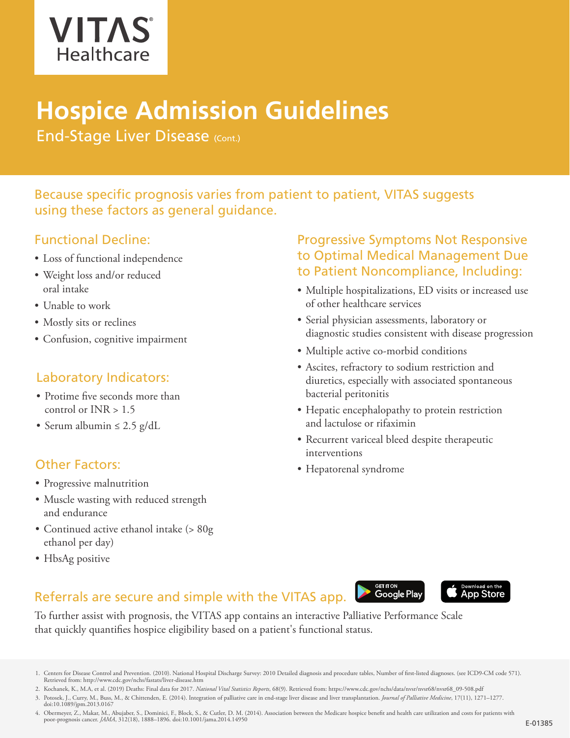# Hospice Admission Guidelines

## End-Stage Liver Disease (Cont.)

Because specific prognosis varies from patient to patient, VITAS suggests using these factors as general guidance.

### Functional Decline:

- Loss of functional independence
- Weight loss and/or reduced oral intake
- Unable to work
- Mostly sits or reclines
- Confusion, cognitive impairment

### Laboratory Indicators:

- Protime five seconds more than control or INR > 1.5
- Serum albumin ≤ 2.5 g/dL

### Other Factors:

- Progressive malnutrition
- Muscle wasting with reduced strength and endurance
- Continued active ethanol intake (> 80g ethanol per day)
- HbsAg positive

### Progressive Symptoms Not Responsive to Optimal Medical Management Due to Patient Noncompliance, Including:

- Multiple hospitalizations, ED visits or increased use of other healthcare services
- Serial physician assessments, laboratory or diagnostic studies consistent with disease progression
- Multiple active co-morbid conditions
- Ascites, refractory to sodium restriction and diuretics, especially with associated spontaneous bacterial peritonitis
- Hepatic encephalopathy to protein restriction and lactulose or rifaximin
- Recurrent variceal bleed despite therapeutic interventions
- Hepatorenal syndrome

### Referrals are secure and simple with the VITAS app.

GET IT ON Google Play | Download on the App Store

To further assist with prognosis, the VITAS app contains an interactive Palliative Performance Scale that quickly quantifies hospice eligibility based on a patient's functional status.

1. Centers for Disease Control and Prevention. (2010). National Hospital Discharge Survey: 2010 Detailed diagnosis and procedure tables, Number of first-listed diagnoses. (see ICD9-CM code 571). Retrieved from: http://www.cdc.gov/nchs/fastats/liver-disease.htm
2. Kochanek, K., M.A, et al. (2019) Deaths: Final data for 2017. *National Vital Statistics Reports*, 68(9). Retrieved from: https://www.cdc.gov/nchs/data/nvsr/nvsr68/nvsr68_09-508.pdf
3. Potosek, J., Curry, M., Buss, M., & Chittenden, E. (2014). Integration of palliative care in end-stage liver disease and liver transplantation. *Journal of Palliative Medicine*, 17(11), 1271–1277. doi:10.1089/jpm.2013.0167
4. Obermeyer, Z., Makar, M., Abujaber, S., Dominici, F., Block, S., & Cutler, D. M. (2014). Association between the Medicare hospice benefit and health care utilization and costs for patients with poor-prognosis cancer. *JAMA*, 312(18), 1888–1896. doi:10.1001/jama.2014.14950

E-01385